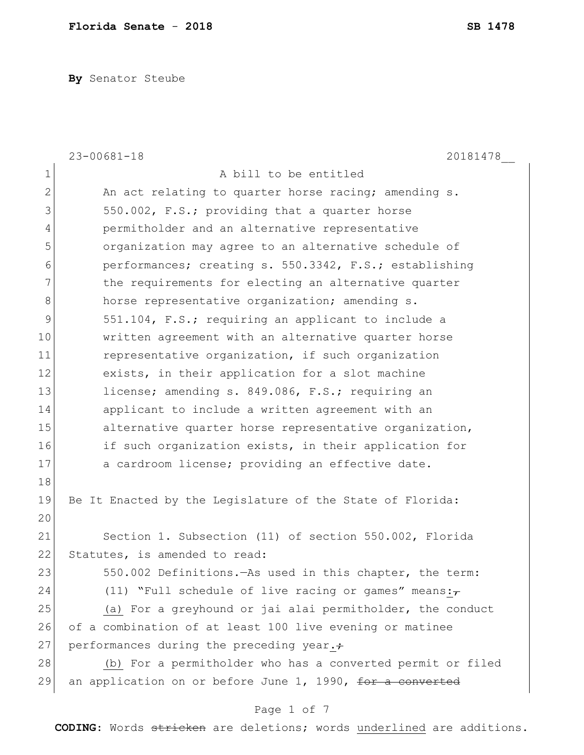**Florida Senate - 2018** **SB 1478**

**By** Senator Steube

23-00681-18 20181478__

A bill to be entitled

An act relating to quarter horse racing; amending s. 550.002, F.S.; providing that a quarter horse permitholder and an alternative representative organization may agree to an alternative schedule of performances; creating s. 550.3342, F.S.; establishing the requirements for electing an alternative quarter horse representative organization; amending s. 551.104, F.S.; requiring an applicant to include a written agreement with an alternative quarter horse representative organization, if such organization exists, in their application for a slot machine license; amending s. 849.086, F.S.; requiring an applicant to include a written agreement with an alternative quarter horse representative organization, if such organization exists, in their application for a cardroom license; providing an effective date.

Be It Enacted by the Legislature of the State of Florida:

Section 1. Subsection (11) of section 550.002, Florida Statutes, is amended to read:

550.002 Definitions.—As used in this chapter, the term:

(11) "Full schedule of live racing or games" means<u>:</u>~~,~~

<u>(a)</u> For a greyhound or jai alai permitholder, the conduct of a combination of at least 100 live evening or matinee performances during the preceding year<u>.</u>~~;~~

<u>(b)</u> For a permitholder who has a converted permit or filed an application on or before June 1, 1990, ~~for a converted~~

**CODING:** Words ~~stricken~~ are deletions; words <u>underlined</u> are additions.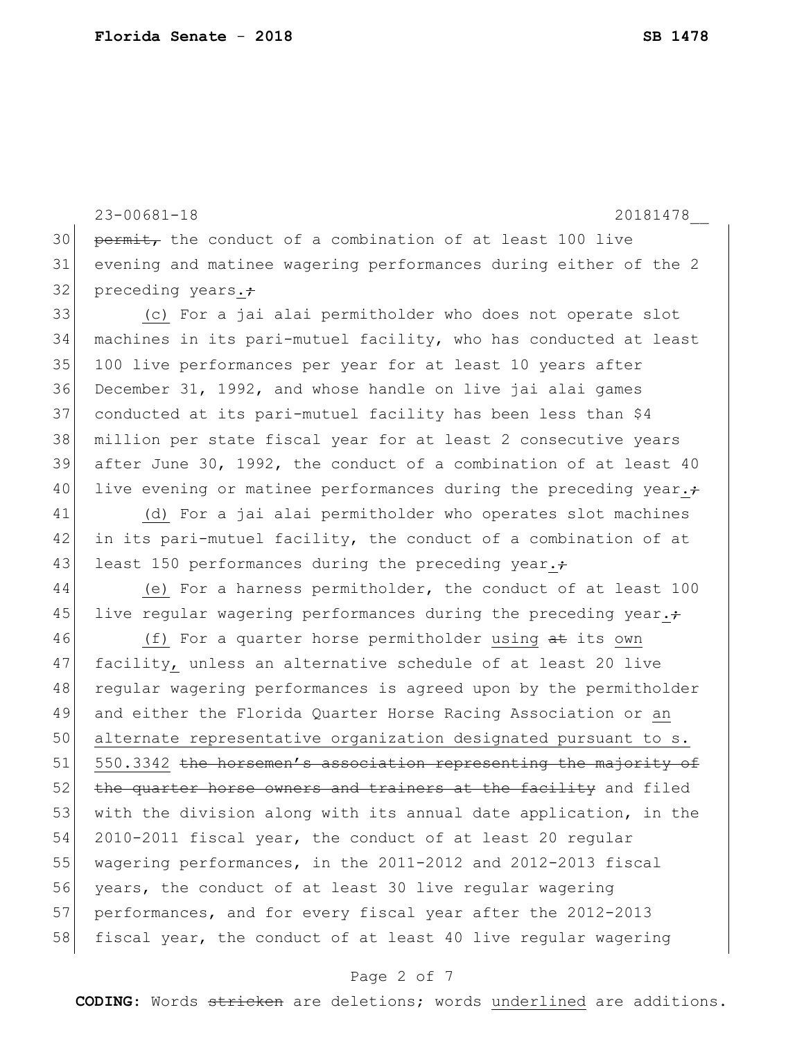~~permit,~~ the conduct of a combination of at least 100 live evening and matinee wagering performances during either of the 2 preceding years.~~;~~

(c) For a jai alai permitholder who does not operate slot machines in its pari-mutuel facility, who has conducted at least 100 live performances per year for at least 10 years after December 31, 1992, and whose handle on live jai alai games conducted at its pari-mutuel facility has been less than $4 million per state fiscal year for at least 2 consecutive years after June 30, 1992, the conduct of a combination of at least 40 live evening or matinee performances during the preceding year.~~;~~

(d) For a jai alai permitholder who operates slot machines in its pari-mutuel facility, the conduct of a combination of at least 150 performances during the preceding year.~~;~~

(e) For a harness permitholder, the conduct of at least 100 live regular wagering performances during the preceding year.~~;~~

(f) For a quarter horse permitholder <u>using</u> ~~at~~ its <u>own</u> facility<u>,</u> unless an alternative schedule of at least 20 live regular wagering performances is agreed upon by the permitholder and either the Florida Quarter Horse Racing Association or <u>an alternate representative organization designated pursuant to s. 550.3342</u> ~~the horsemen's association representing the majority of the quarter horse owners and trainers at the facility~~ and filed with the division along with its annual date application, in the 2010-2011 fiscal year, the conduct of at least 20 regular wagering performances, in the 2011-2012 and 2012-2013 fiscal years, the conduct of at least 30 live regular wagering performances, and for every fiscal year after the 2012-2013 fiscal year, the conduct of at least 40 live regular wagering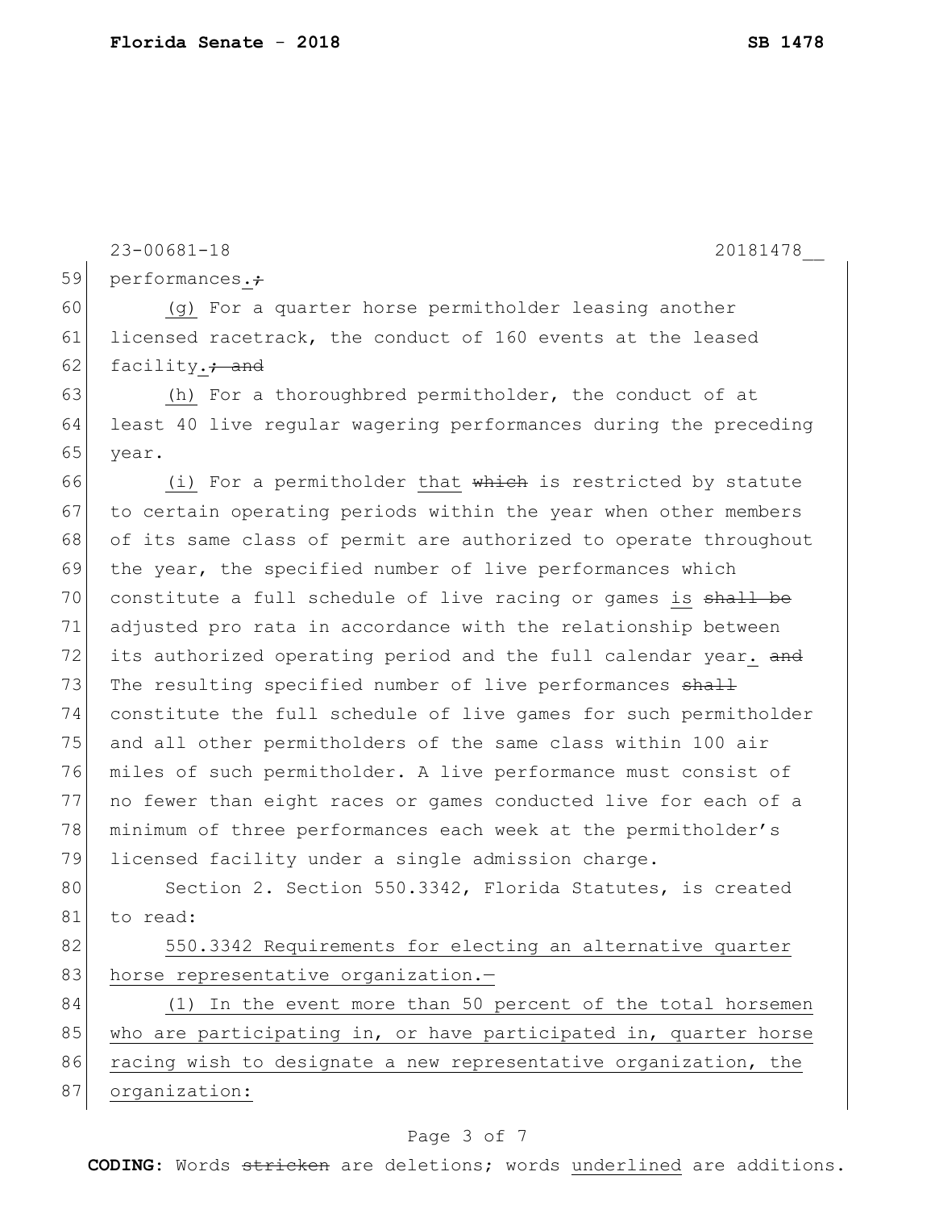performances.~~;~~

(g) For a quarter horse permitholder leasing another licensed racetrack, the conduct of 160 events at the leased facility.~~; and~~

(h) For a thoroughbred permitholder, the conduct of at least 40 live regular wagering performances during the preceding year.

(i) For a permitholder <u>that</u> ~~which~~ is restricted by statute to certain operating periods within the year when other members of its same class of permit are authorized to operate throughout the year, the specified number of live performances which constitute a full schedule of live racing or games <u>is</u> ~~shall be~~ adjusted pro rata in accordance with the relationship between its authorized operating period and the full calendar year<u>.</u> ~~and~~ <u>The</u> resulting specified number of live performances ~~shall~~ constitute the full schedule of live games for such permitholder and all other permitholders of the same class within 100 air miles of such permitholder. A live performance must consist of no fewer than eight races or games conducted live for each of a minimum of three performances each week at the permitholder's licensed facility under a single admission charge.

Section 2. Section 550.3342, Florida Statutes, is created to read:

<u>550.3342 Requirements for electing an alternative quarter horse representative organization.—</u>

<u>(1) In the event more than 50 percent of the total horsemen who are participating in, or have participated in, quarter horse racing wish to designate a new representative organization, the organization:</u>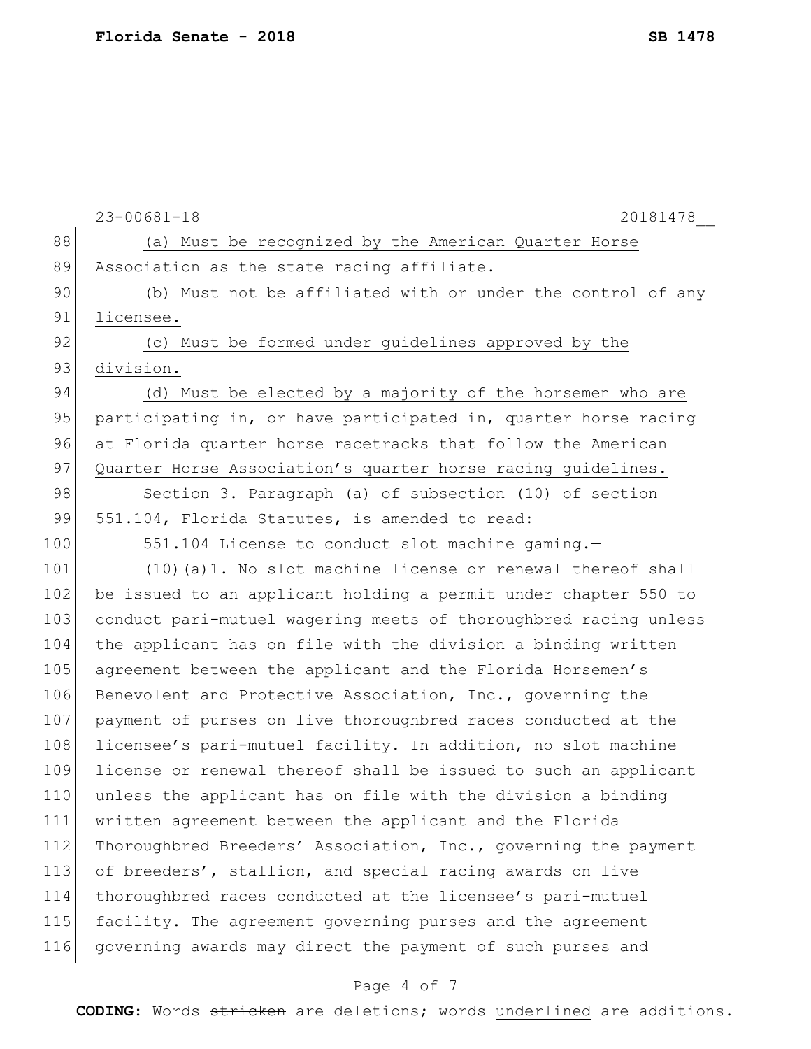23-00681-18 20181478__

(a) <u>Must be recognized by the American Quarter Horse Association as the state racing affiliate.</u>

(b) <u>Must not be affiliated with or under the control of any licensee.</u>

(c) <u>Must be formed under guidelines approved by the division.</u>

(d) <u>Must be elected by a majority of the horsemen who are participating in, or have participated in, quarter horse racing at Florida quarter horse racetracks that follow the American Quarter Horse Association's quarter horse racing guidelines.</u>

Section 3. Paragraph (a) of subsection (10) of section 551.104, Florida Statutes, is amended to read:

551.104 License to conduct slot machine gaming.—

(10)(a)1. No slot machine license or renewal thereof shall be issued to an applicant holding a permit under chapter 550 to conduct pari-mutuel wagering meets of thoroughbred racing unless the applicant has on file with the division a binding written agreement between the applicant and the Florida Horsemen's Benevolent and Protective Association, Inc., governing the payment of purses on live thoroughbred races conducted at the licensee's pari-mutuel facility. In addition, no slot machine license or renewal thereof shall be issued to such an applicant unless the applicant has on file with the division a binding written agreement between the applicant and the Florida Thoroughbred Breeders' Association, Inc., governing the payment of breeders', stallion, and special racing awards on live thoroughbred races conducted at the licensee's pari-mutuel facility. The agreement governing purses and the agreement governing awards may direct the payment of such purses and

**CODING:** Words ~~stricken~~ are deletions; words <u>underlined</u> are additions.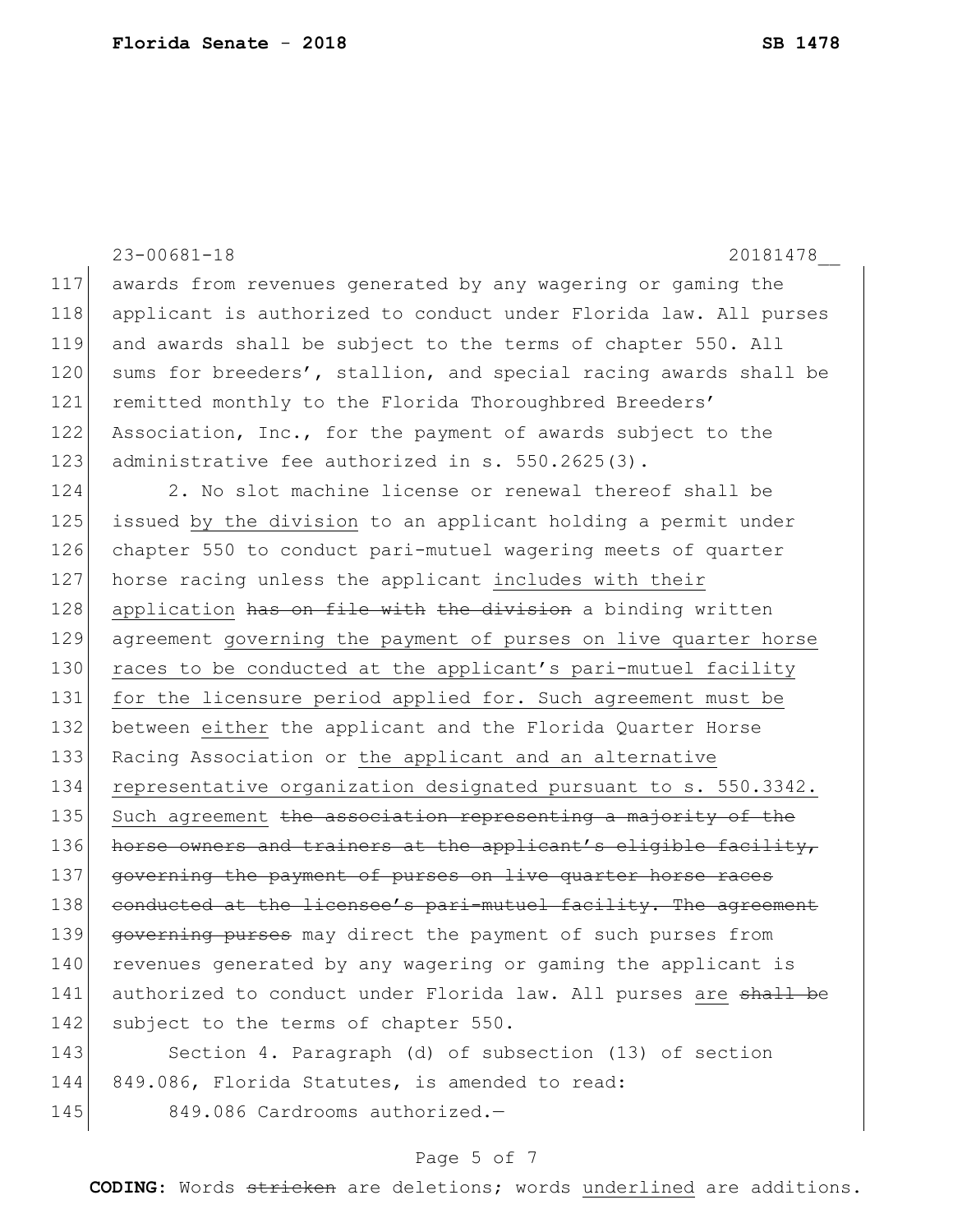awards from revenues generated by any wagering or gaming the applicant is authorized to conduct under Florida law. All purses and awards shall be subject to the terms of chapter 550. All sums for breeders', stallion, and special racing awards shall be remitted monthly to the Florida Thoroughbred Breeders' Association, Inc., for the payment of awards subject to the administrative fee authorized in s. 550.2625(3).

2. No slot machine license or renewal thereof shall be issued <u>by the division</u> to an applicant holding a permit under chapter 550 to conduct pari-mutuel wagering meets of quarter horse racing unless the applicant <u>includes with their application</u> ~~has on file with~~ ~~the division~~ a binding written agreement <u>governing the payment of purses on live quarter horse races to be conducted at the applicant's pari-mutuel facility for the licensure period applied for. Such agreement must be</u> between <u>either</u> the applicant and the Florida Quarter Horse Racing Association or <u>the applicant and an alternative representative organization designated pursuant to s. 550.3342. Such agreement</u> ~~the association representing a majority of the horse owners and trainers at the applicant's eligible facility, governing the payment of purses on live quarter horse races conducted at the licensee's pari-mutuel facility. The agreement governing purses~~ may direct the payment of such purses from revenues generated by any wagering or gaming the applicant is authorized to conduct under Florida law. All purses <u>are</u> ~~shall be~~ subject to the terms of chapter 550.

Section 4. Paragraph (d) of subsection (13) of section 849.086, Florida Statutes, is amended to read:

849.086 Cardrooms authorized.—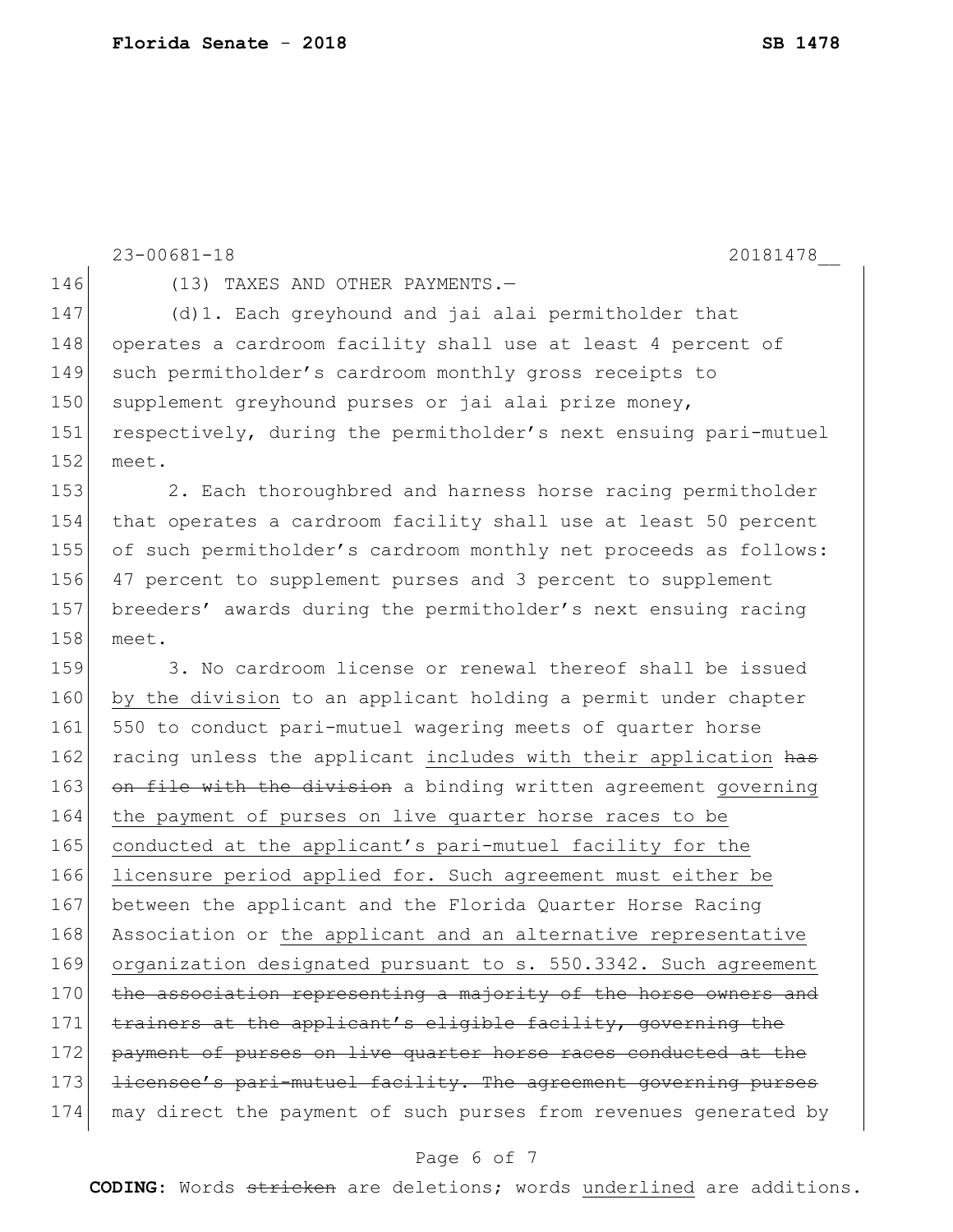(13) TAXES AND OTHER PAYMENTS.—

(d)1. Each greyhound and jai alai permitholder that operates a cardroom facility shall use at least 4 percent of such permitholder's cardroom monthly gross receipts to supplement greyhound purses or jai alai prize money, respectively, during the permitholder's next ensuing pari-mutuel meet.

2. Each thoroughbred and harness horse racing permitholder that operates a cardroom facility shall use at least 50 percent of such permitholder's cardroom monthly net proceeds as follows: 47 percent to supplement purses and 3 percent to supplement breeders' awards during the permitholder's next ensuing racing meet.

3. No cardroom license or renewal thereof shall be issued <u>by the division</u> to an applicant holding a permit under chapter 550 to conduct pari-mutuel wagering meets of quarter horse racing unless the applicant <u>includes with their application</u> ~~has on file with the division~~ a binding written agreement <u>governing the payment of purses on live quarter horse races to be conducted at the applicant's pari-mutuel facility for the licensure period applied for. Such agreement must either be</u> between the applicant and the Florida Quarter Horse Racing Association or <u>the applicant and an alternative representative organization designated pursuant to s. 550.3342. Such agreement</u> ~~the association representing a majority of the horse owners and trainers at the applicant's eligible facility, governing the payment of purses on live quarter horse races conducted at the licensee's pari-mutuel facility. The agreement governing purses~~ may direct the payment of such purses from revenues generated by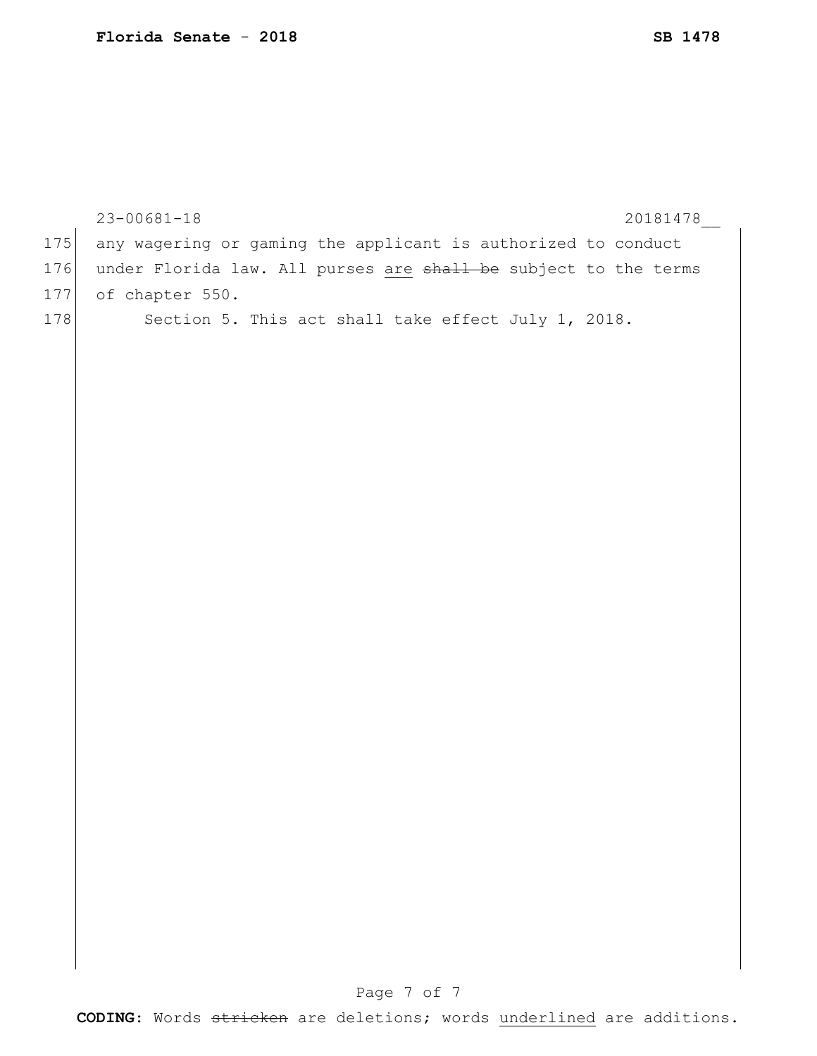175 any wagering or gaming the applicant is authorized to conduct
176 under Florida law. All purses <u>are</u> ~~shall be~~ subject to the terms
177 of chapter 550.
178 Section 5. This act shall take effect July 1, 2018.